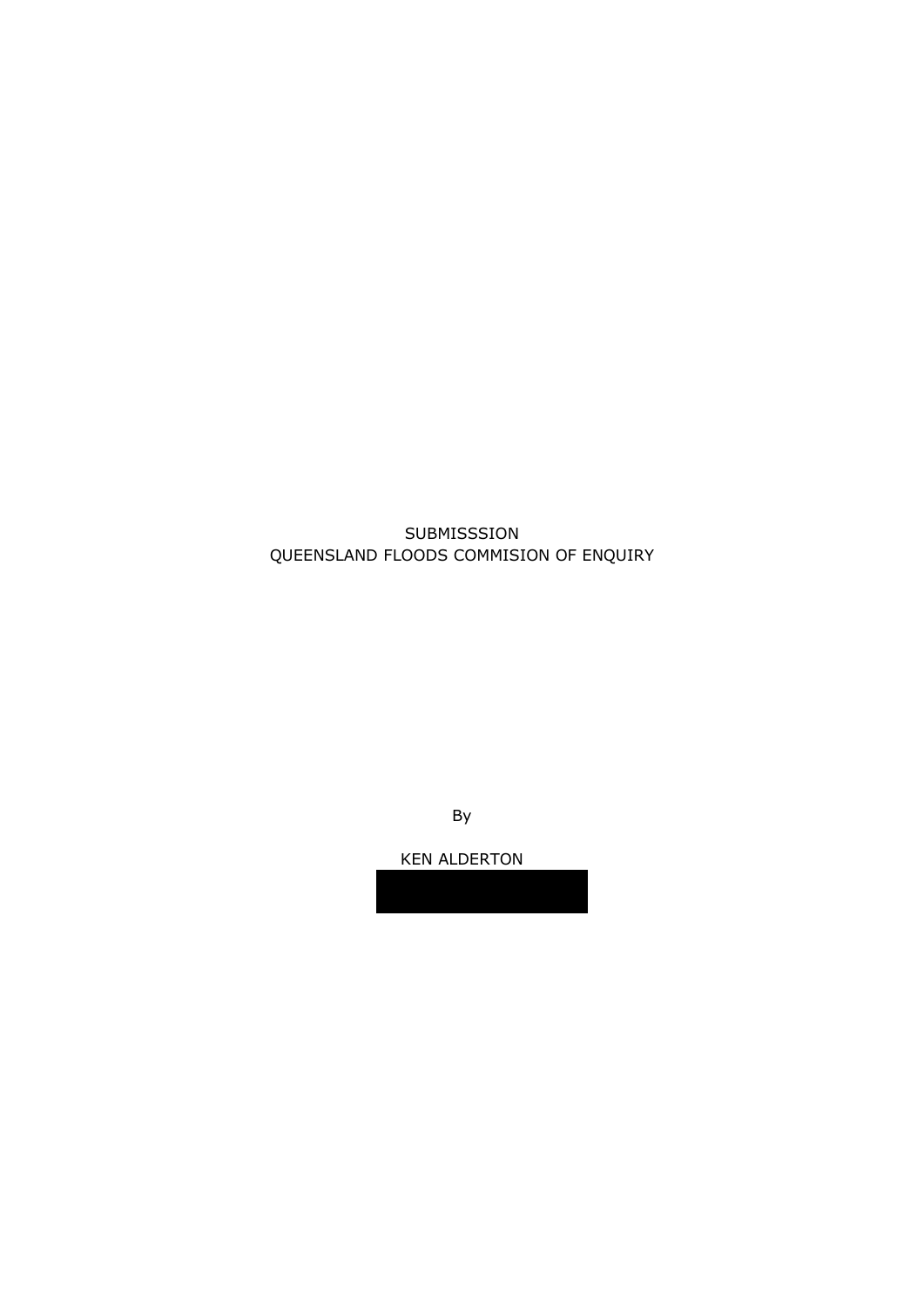SUBMISSSION
QUEENSLAND FLOODS COMMISION OF ENQUIRY

By

KEN ALDERTON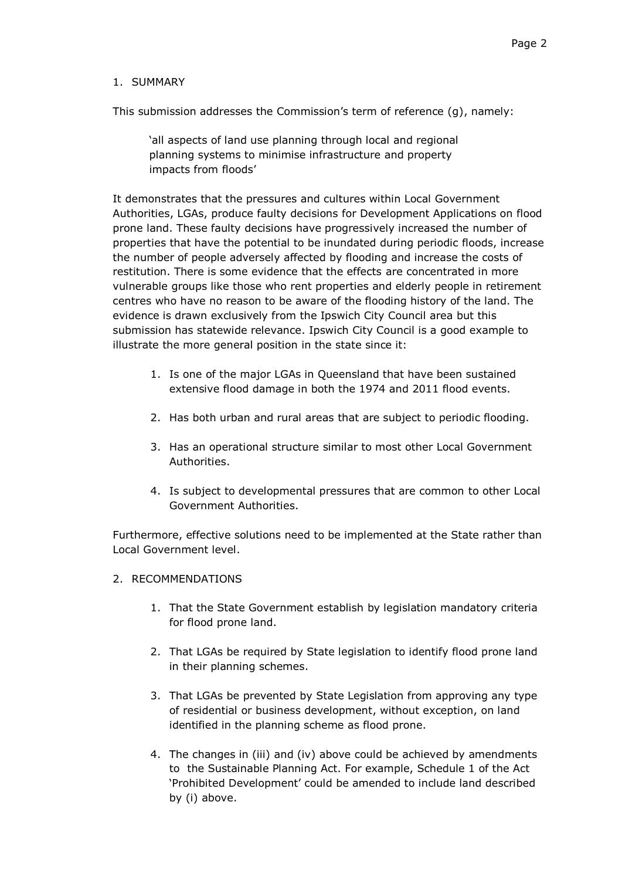## 1. SUMMARY

This submission addresses the Commission's term of reference (g), namely:

> 'all aspects of land use planning through local and regional planning systems to minimise infrastructure and property impacts from floods'

It demonstrates that the pressures and cultures within Local Government Authorities, LGAs, produce faulty decisions for Development Applications on flood prone land. These faulty decisions have progressively increased the number of properties that have the potential to be inundated during periodic floods, increase the number of people adversely affected by flooding and increase the costs of restitution. There is some evidence that the effects are concentrated in more vulnerable groups like those who rent properties and elderly people in retirement centres who have no reason to be aware of the flooding history of the land. The evidence is drawn exclusively from the Ipswich City Council area but this submission has statewide relevance. Ipswich City Council is a good example to illustrate the more general position in the state since it:

1. Is one of the major LGAs in Queensland that have been sustained extensive flood damage in both the 1974 and 2011 flood events.
2. Has both urban and rural areas that are subject to periodic flooding.
3. Has an operational structure similar to most other Local Government Authorities.
4. Is subject to developmental pressures that are common to other Local Government Authorities.

Furthermore, effective solutions need to be implemented at the State rather than Local Government level.

## 2. RECOMMENDATIONS

1. That the State Government establish by legislation mandatory criteria for flood prone land.
2. That LGAs be required by State legislation to identify flood prone land in their planning schemes.
3. That LGAs be prevented by State Legislation from approving any type of residential or business development, without exception, on land identified in the planning scheme as flood prone.
4. The changes in (iii) and (iv) above could be achieved by amendments to the Sustainable Planning Act. For example, Schedule 1 of the Act 'Prohibited Development' could be amended to include land described by (i) above.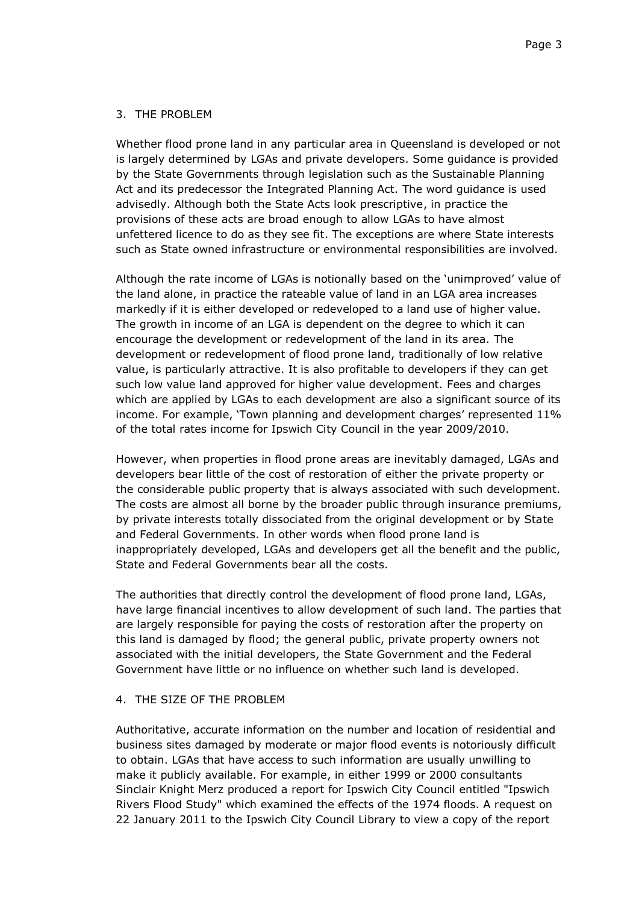## 3. THE PROBLEM

Whether flood prone land in any particular area in Queensland is developed or not is largely determined by LGAs and private developers. Some guidance is provided by the State Governments through legislation such as the Sustainable Planning Act and its predecessor the Integrated Planning Act. The word guidance is used advisedly. Although both the State Acts look prescriptive, in practice the provisions of these acts are broad enough to allow LGAs to have almost unfettered licence to do as they see fit. The exceptions are where State interests such as State owned infrastructure or environmental responsibilities are involved.

Although the rate income of LGAs is notionally based on the 'unimproved' value of the land alone, in practice the rateable value of land in an LGA area increases markedly if it is either developed or redeveloped to a land use of higher value. The growth in income of an LGA is dependent on the degree to which it can encourage the development or redevelopment of the land in its area. The development or redevelopment of flood prone land, traditionally of low relative value, is particularly attractive. It is also profitable to developers if they can get such low value land approved for higher value development. Fees and charges which are applied by LGAs to each development are also a significant source of its income. For example, 'Town planning and development charges' represented 11% of the total rates income for Ipswich City Council in the year 2009/2010.

However, when properties in flood prone areas are inevitably damaged, LGAs and developers bear little of the cost of restoration of either the private property or the considerable public property that is always associated with such development. The costs are almost all borne by the broader public through insurance premiums, by private interests totally dissociated from the original development or by State and Federal Governments. In other words when flood prone land is inappropriately developed, LGAs and developers get all the benefit and the public, State and Federal Governments bear all the costs.

The authorities that directly control the development of flood prone land, LGAs, have large financial incentives to allow development of such land. The parties that are largely responsible for paying the costs of restoration after the property on this land is damaged by flood; the general public, private property owners not associated with the initial developers, the State Government and the Federal Government have little or no influence on whether such land is developed.

## 4. THE SIZE OF THE PROBLEM

Authoritative, accurate information on the number and location of residential and business sites damaged by moderate or major flood events is notoriously difficult to obtain. LGAs that have access to such information are usually unwilling to make it publicly available. For example, in either 1999 or 2000 consultants Sinclair Knight Merz produced a report for Ipswich City Council entitled "Ipswich Rivers Flood Study" which examined the effects of the 1974 floods. A request on 22 January 2011 to the Ipswich City Council Library to view a copy of the report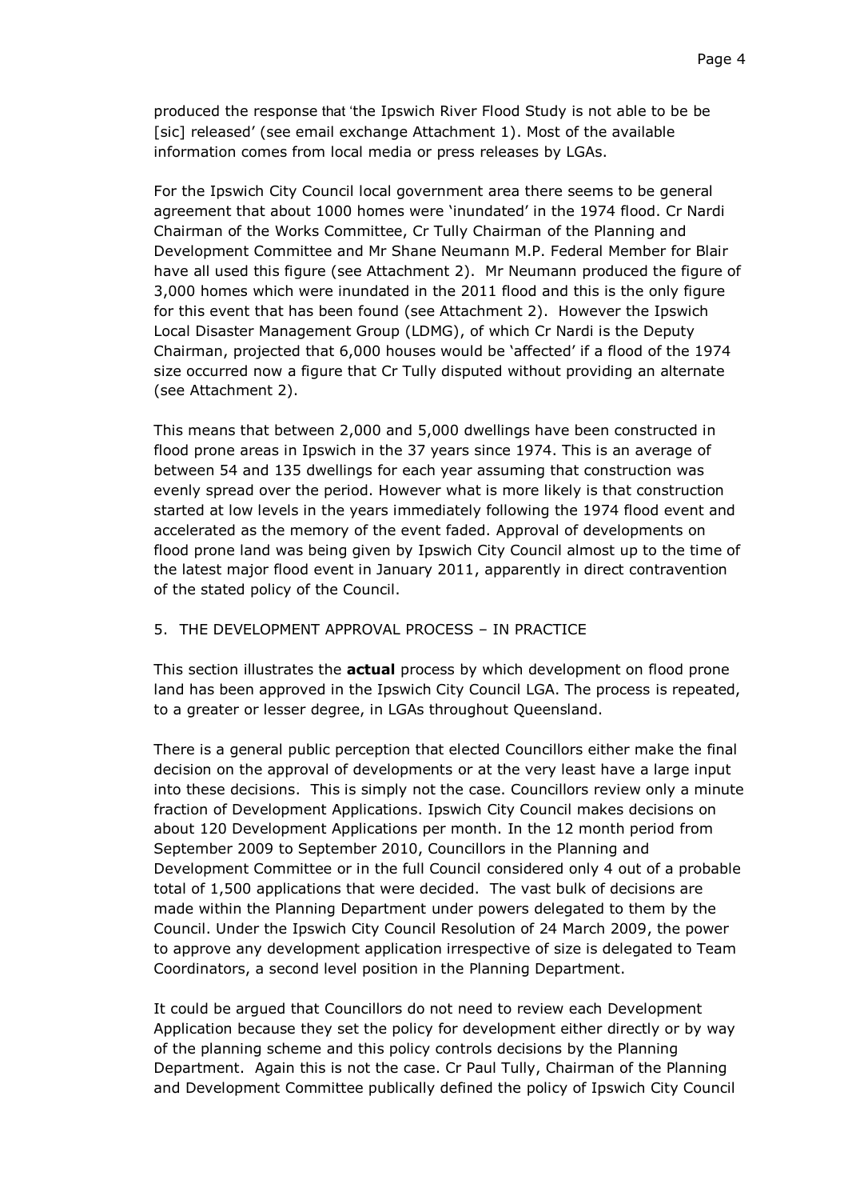produced the response that 'the Ipswich River Flood Study is not able to be be [sic] released' (see email exchange Attachment 1). Most of the available information comes from local media or press releases by LGAs.

For the Ipswich City Council local government area there seems to be general agreement that about 1000 homes were 'inundated' in the 1974 flood. Cr Nardi Chairman of the Works Committee, Cr Tully Chairman of the Planning and Development Committee and Mr Shane Neumann M.P. Federal Member for Blair have all used this figure (see Attachment 2). Mr Neumann produced the figure of 3,000 homes which were inundated in the 2011 flood and this is the only figure for this event that has been found (see Attachment 2). However the Ipswich Local Disaster Management Group (LDMG), of which Cr Nardi is the Deputy Chairman, projected that 6,000 houses would be 'affected' if a flood of the 1974 size occurred now a figure that Cr Tully disputed without providing an alternate (see Attachment 2).

This means that between 2,000 and 5,000 dwellings have been constructed in flood prone areas in Ipswich in the 37 years since 1974. This is an average of between 54 and 135 dwellings for each year assuming that construction was evenly spread over the period. However what is more likely is that construction started at low levels in the years immediately following the 1974 flood event and accelerated as the memory of the event faded. Approval of developments on flood prone land was being given by Ipswich City Council almost up to the time of the latest major flood event in January 2011, apparently in direct contravention of the stated policy of the Council.

## 5. THE DEVELOPMENT APPROVAL PROCESS – IN PRACTICE

This section illustrates the **actual** process by which development on flood prone land has been approved in the Ipswich City Council LGA. The process is repeated, to a greater or lesser degree, in LGAs throughout Queensland.

There is a general public perception that elected Councillors either make the final decision on the approval of developments or at the very least have a large input into these decisions. This is simply not the case. Councillors review only a minute fraction of Development Applications. Ipswich City Council makes decisions on about 120 Development Applications per month. In the 12 month period from September 2009 to September 2010, Councillors in the Planning and Development Committee or in the full Council considered only 4 out of a probable total of 1,500 applications that were decided. The vast bulk of decisions are made within the Planning Department under powers delegated to them by the Council. Under the Ipswich City Council Resolution of 24 March 2009, the power to approve any development application irrespective of size is delegated to Team Coordinators, a second level position in the Planning Department.

It could be argued that Councillors do not need to review each Development Application because they set the policy for development either directly or by way of the planning scheme and this policy controls decisions by the Planning Department. Again this is not the case. Cr Paul Tully, Chairman of the Planning and Development Committee publically defined the policy of Ipswich City Council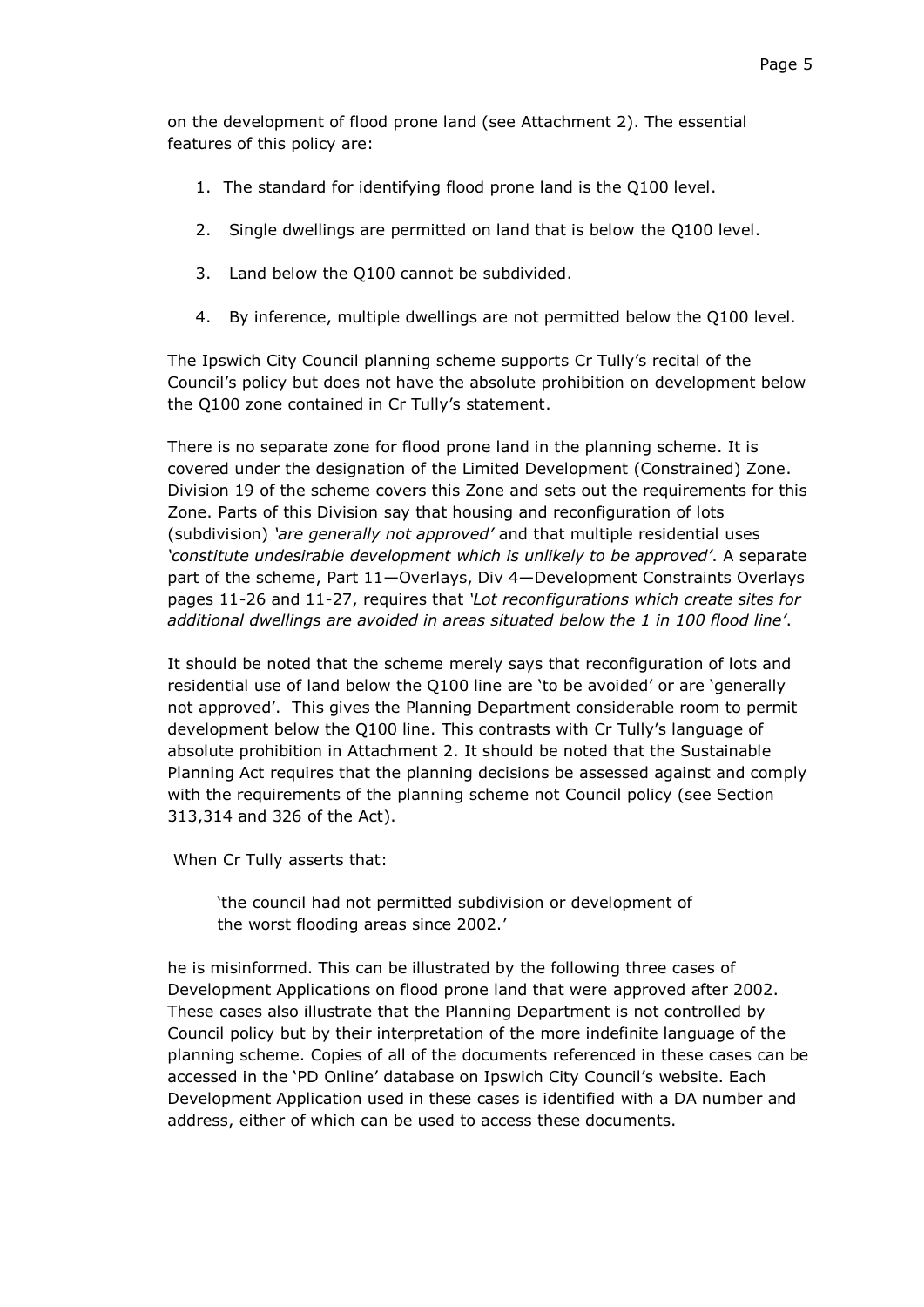on the development of flood prone land (see Attachment 2). The essential features of this policy are:

1. The standard for identifying flood prone land is the Q100 level.
2. Single dwellings are permitted on land that is below the Q100 level.
3. Land below the Q100 cannot be subdivided.
4. By inference, multiple dwellings are not permitted below the Q100 level.

The Ipswich City Council planning scheme supports Cr Tully's recital of the Council's policy but does not have the absolute prohibition on development below the Q100 zone contained in Cr Tully's statement.

There is no separate zone for flood prone land in the planning scheme. It is covered under the designation of the Limited Development (Constrained) Zone. Division 19 of the scheme covers this Zone and sets out the requirements for this Zone. Parts of this Division say that housing and reconfiguration of lots (subdivision) *'are generally not approved'* and that multiple residential uses *'constitute undesirable development which is unlikely to be approved'*. A separate part of the scheme, Part 11—Overlays, Div 4—Development Constraints Overlays pages 11-26 and 11-27, requires that *'Lot reconfigurations which create sites for additional dwellings are avoided in areas situated below the 1 in 100 flood line'*.

It should be noted that the scheme merely says that reconfiguration of lots and residential use of land below the Q100 line are 'to be avoided' or are 'generally not approved'. This gives the Planning Department considerable room to permit development below the Q100 line. This contrasts with Cr Tully's language of absolute prohibition in Attachment 2. It should be noted that the Sustainable Planning Act requires that the planning decisions be assessed against and comply with the requirements of the planning scheme not Council policy (see Section 313,314 and 326 of the Act).

When Cr Tully asserts that:

> 'the council had not permitted subdivision or development of the worst flooding areas since 2002.'

he is misinformed. This can be illustrated by the following three cases of Development Applications on flood prone land that were approved after 2002. These cases also illustrate that the Planning Department is not controlled by Council policy but by their interpretation of the more indefinite language of the planning scheme. Copies of all of the documents referenced in these cases can be accessed in the 'PD Online' database on Ipswich City Council's website. Each Development Application used in these cases is identified with a DA number and address, either of which can be used to access these documents.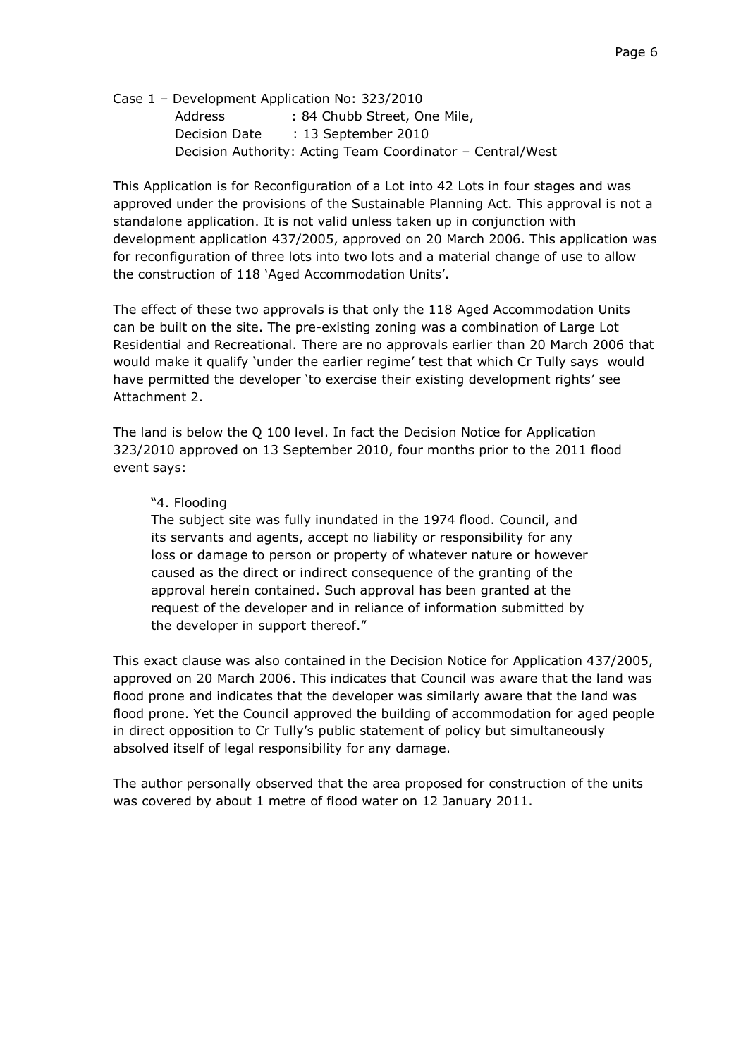Case 1 – Development Application No: 323/2010

Address : 84 Chubb Street, One Mile,
Decision Date : 13 September 2010
Decision Authority: Acting Team Coordinator – Central/West

This Application is for Reconfiguration of a Lot into 42 Lots in four stages and was approved under the provisions of the Sustainable Planning Act. This approval is not a standalone application. It is not valid unless taken up in conjunction with development application 437/2005, approved on 20 March 2006. This application was for reconfiguration of three lots into two lots and a material change of use to allow the construction of 118 'Aged Accommodation Units'.

The effect of these two approvals is that only the 118 Aged Accommodation Units can be built on the site. The pre-existing zoning was a combination of Large Lot Residential and Recreational. There are no approvals earlier than 20 March 2006 that would make it qualify 'under the earlier regime' test that which Cr Tully says would have permitted the developer 'to exercise their existing development rights' see Attachment 2.

The land is below the Q 100 level. In fact the Decision Notice for Application 323/2010 approved on 13 September 2010, four months prior to the 2011 flood event says:

> "4. Flooding
> The subject site was fully inundated in the 1974 flood. Council, and its servants and agents, accept no liability or responsibility for any loss or damage to person or property of whatever nature or however caused as the direct or indirect consequence of the granting of the approval herein contained. Such approval has been granted at the request of the developer and in reliance of information submitted by the developer in support thereof."

This exact clause was also contained in the Decision Notice for Application 437/2005, approved on 20 March 2006. This indicates that Council was aware that the land was flood prone and indicates that the developer was similarly aware that the land was flood prone. Yet the Council approved the building of accommodation for aged people in direct opposition to Cr Tully's public statement of policy but simultaneously absolved itself of legal responsibility for any damage.

The author personally observed that the area proposed for construction of the units was covered by about 1 metre of flood water on 12 January 2011.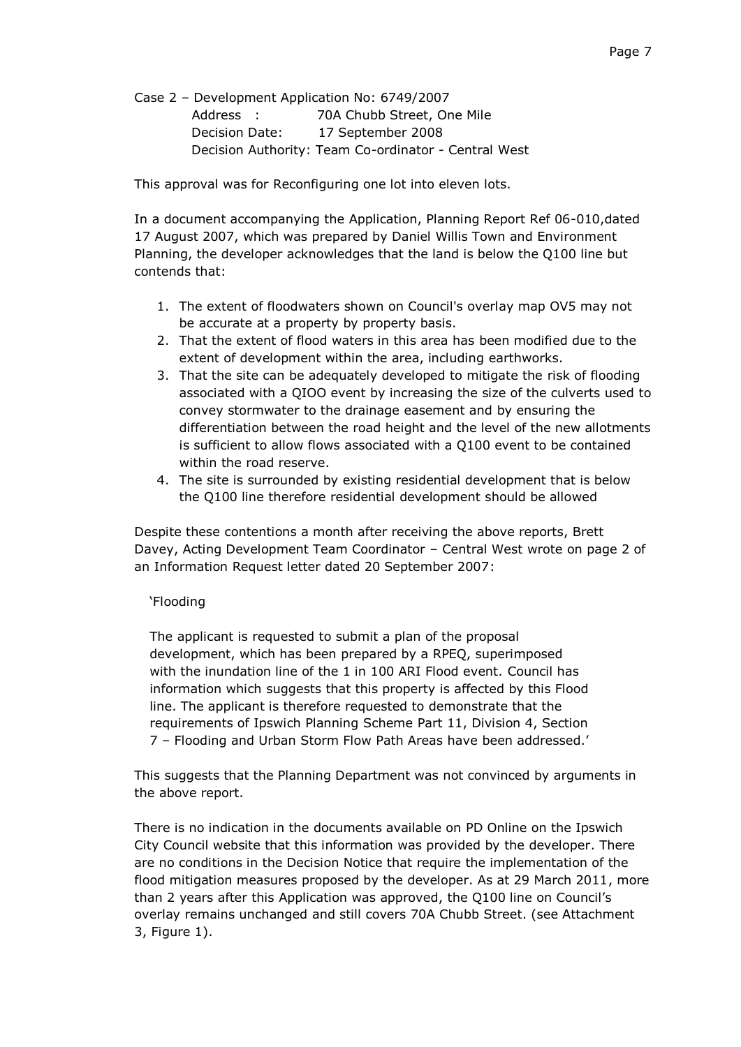Case 2 – Development Application No: 6749/2007

Address : 70A Chubb Street, One Mile

Decision Date: 17 September 2008

Decision Authority: Team Co-ordinator - Central West

This approval was for Reconfiguring one lot into eleven lots.

In a document accompanying the Application, Planning Report Ref 06-010,dated 17 August 2007, which was prepared by Daniel Willis Town and Environment Planning, the developer acknowledges that the land is below the Q100 line but contends that:

1. The extent of floodwaters shown on Council's overlay map OV5 may not be accurate at a property by property basis.
2. That the extent of flood waters in this area has been modified due to the extent of development within the area, including earthworks.
3. That the site can be adequately developed to mitigate the risk of flooding associated with a QIOO event by increasing the size of the culverts used to convey stormwater to the drainage easement and by ensuring the differentiation between the road height and the level of the new allotments is sufficient to allow flows associated with a Q100 event to be contained within the road reserve.
4. The site is surrounded by existing residential development that is below the Q100 line therefore residential development should be allowed

Despite these contentions a month after receiving the above reports, Brett Davey, Acting Development Team Coordinator – Central West wrote on page 2 of an Information Request letter dated 20 September 2007:

> 'Flooding
>
> The applicant is requested to submit a plan of the proposal development, which has been prepared by a RPEQ, superimposed with the inundation line of the 1 in 100 ARI Flood event. Council has information which suggests that this property is affected by this Flood line. The applicant is therefore requested to demonstrate that the requirements of Ipswich Planning Scheme Part 11, Division 4, Section 7 – Flooding and Urban Storm Flow Path Areas have been addressed.'

This suggests that the Planning Department was not convinced by arguments in the above report.

There is no indication in the documents available on PD Online on the Ipswich City Council website that this information was provided by the developer. There are no conditions in the Decision Notice that require the implementation of the flood mitigation measures proposed by the developer. As at 29 March 2011, more than 2 years after this Application was approved, the Q100 line on Council's overlay remains unchanged and still covers 70A Chubb Street. (see Attachment 3, Figure 1).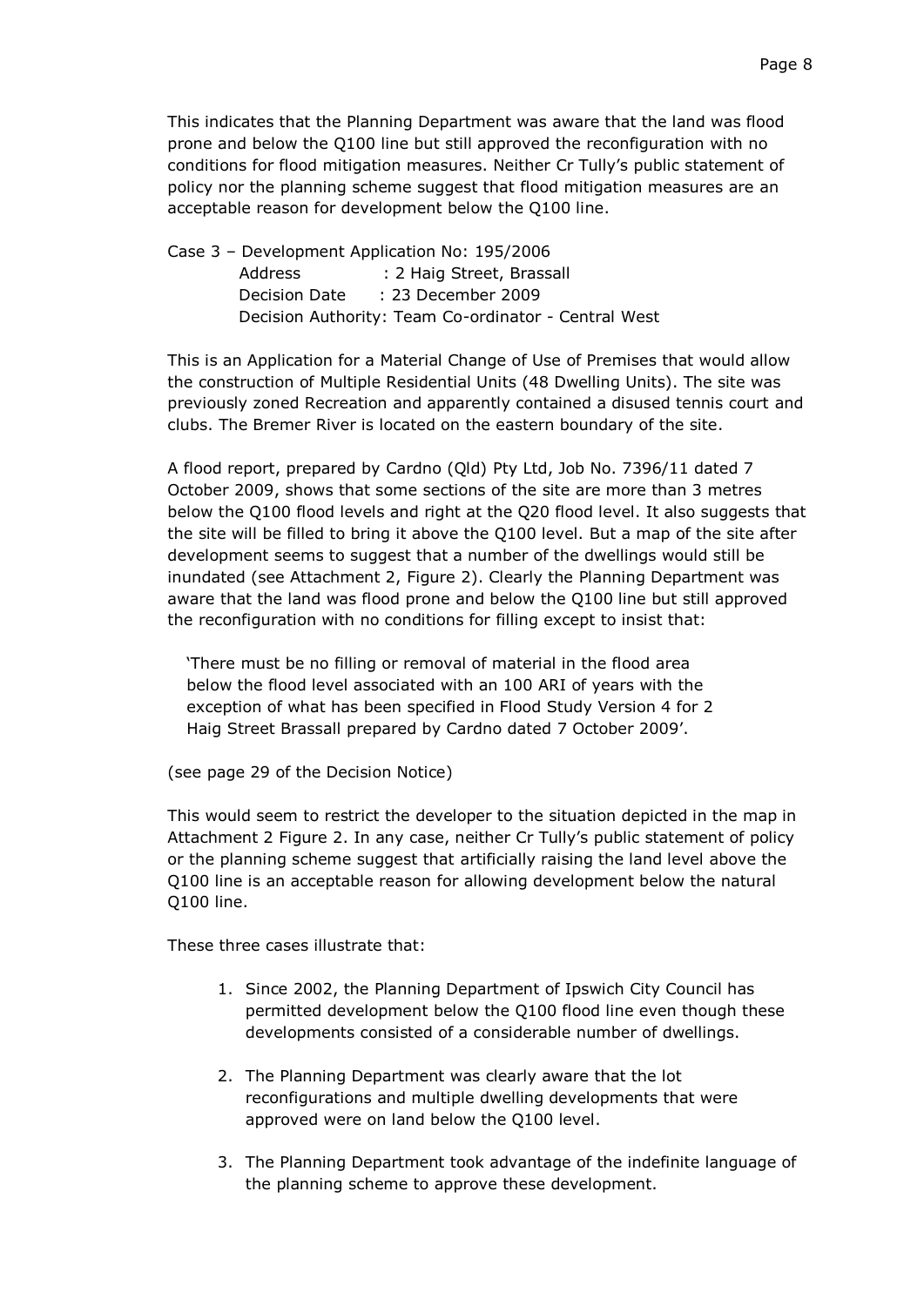This indicates that the Planning Department was aware that the land was flood prone and below the Q100 line but still approved the reconfiguration with no conditions for flood mitigation measures. Neither Cr Tully's public statement of policy nor the planning scheme suggest that flood mitigation measures are an acceptable reason for development below the Q100 line.

Case 3 – Development Application No: 195/2006
Address : 2 Haig Street, Brassall
Decision Date : 23 December 2009
Decision Authority: Team Co-ordinator - Central West

This is an Application for a Material Change of Use of Premises that would allow the construction of Multiple Residential Units (48 Dwelling Units). The site was previously zoned Recreation and apparently contained a disused tennis court and clubs. The Bremer River is located on the eastern boundary of the site.

A flood report, prepared by Cardno (Qld) Pty Ltd, Job No. 7396/11 dated 7 October 2009, shows that some sections of the site are more than 3 metres below the Q100 flood levels and right at the Q20 flood level. It also suggests that the site will be filled to bring it above the Q100 level. But a map of the site after development seems to suggest that a number of the dwellings would still be inundated (see Attachment 2, Figure 2). Clearly the Planning Department was aware that the land was flood prone and below the Q100 line but still approved the reconfiguration with no conditions for filling except to insist that:

> 'There must be no filling or removal of material in the flood area below the flood level associated with an 100 ARI of years with the exception of what has been specified in Flood Study Version 4 for 2 Haig Street Brassall prepared by Cardno dated 7 October 2009'.

(see page 29 of the Decision Notice)

This would seem to restrict the developer to the situation depicted in the map in Attachment 2 Figure 2. In any case, neither Cr Tully's public statement of policy or the planning scheme suggest that artificially raising the land level above the Q100 line is an acceptable reason for allowing development below the natural Q100 line.

These three cases illustrate that:

1. Since 2002, the Planning Department of Ipswich City Council has permitted development below the Q100 flood line even though these developments consisted of a considerable number of dwellings.
2. The Planning Department was clearly aware that the lot reconfigurations and multiple dwelling developments that were approved were on land below the Q100 level.
3. The Planning Department took advantage of the indefinite language of the planning scheme to approve these development.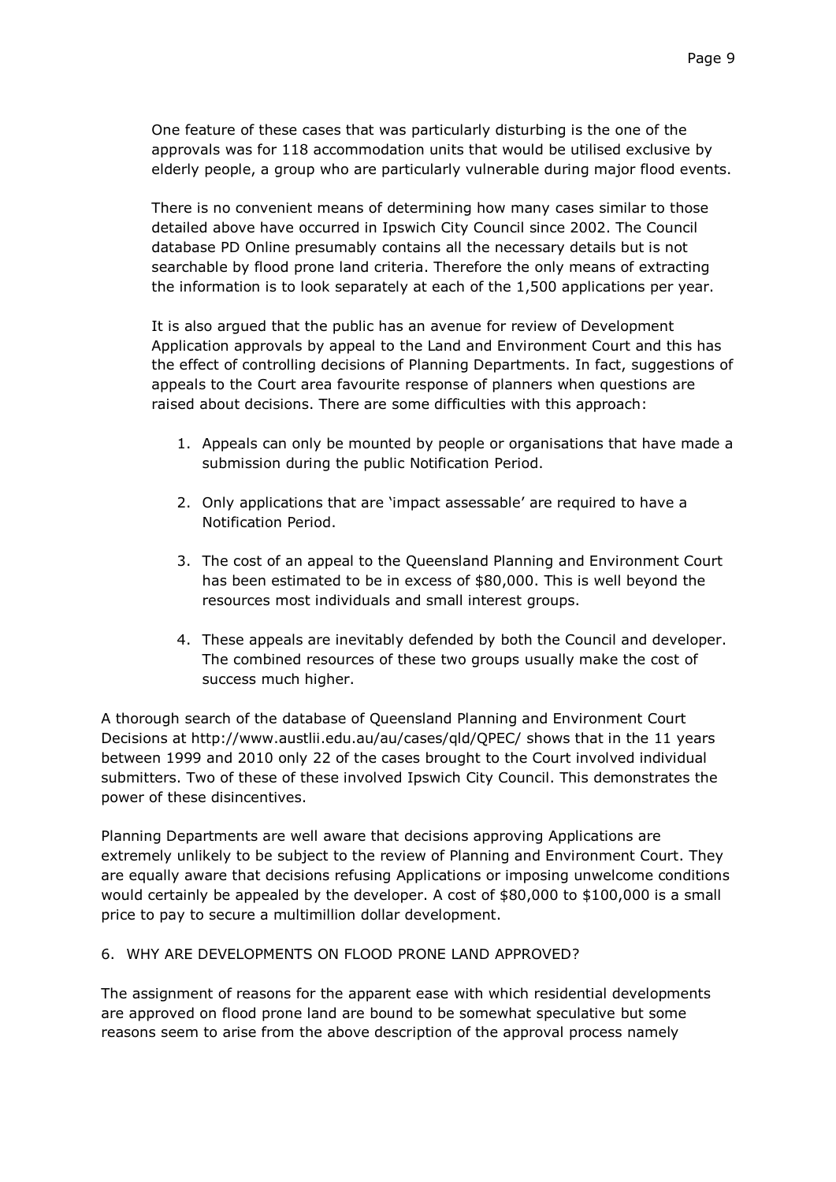One feature of these cases that was particularly disturbing is the one of the approvals was for 118 accommodation units that would be utilised exclusive by elderly people, a group who are particularly vulnerable during major flood events.

There is no convenient means of determining how many cases similar to those detailed above have occurred in Ipswich City Council since 2002. The Council database PD Online presumably contains all the necessary details but is not searchable by flood prone land criteria. Therefore the only means of extracting the information is to look separately at each of the 1,500 applications per year.

It is also argued that the public has an avenue for review of Development Application approvals by appeal to the Land and Environment Court and this has the effect of controlling decisions of Planning Departments. In fact, suggestions of appeals to the Court area favourite response of planners when questions are raised about decisions. There are some difficulties with this approach:

1. Appeals can only be mounted by people or organisations that have made a submission during the public Notification Period.

2. Only applications that are 'impact assessable' are required to have a Notification Period.

3. The cost of an appeal to the Queensland Planning and Environment Court has been estimated to be in excess of $80,000. This is well beyond the resources most individuals and small interest groups.

4. These appeals are inevitably defended by both the Council and developer. The combined resources of these two groups usually make the cost of success much higher.

A thorough search of the database of Queensland Planning and Environment Court Decisions at http://www.austlii.edu.au/au/cases/qld/QPEC/ shows that in the 11 years between 1999 and 2010 only 22 of the cases brought to the Court involved individual submitters. Two of these of these involved Ipswich City Council. This demonstrates the power of these disincentives.

Planning Departments are well aware that decisions approving Applications are extremely unlikely to be subject to the review of Planning and Environment Court. They are equally aware that decisions refusing Applications or imposing unwelcome conditions would certainly be appealed by the developer. A cost of $80,000 to $100,000 is a small price to pay to secure a multimillion dollar development.

## 6. WHY ARE DEVELOPMENTS ON FLOOD PRONE LAND APPROVED?

The assignment of reasons for the apparent ease with which residential developments are approved on flood prone land are bound to be somewhat speculative but some reasons seem to arise from the above description of the approval process namely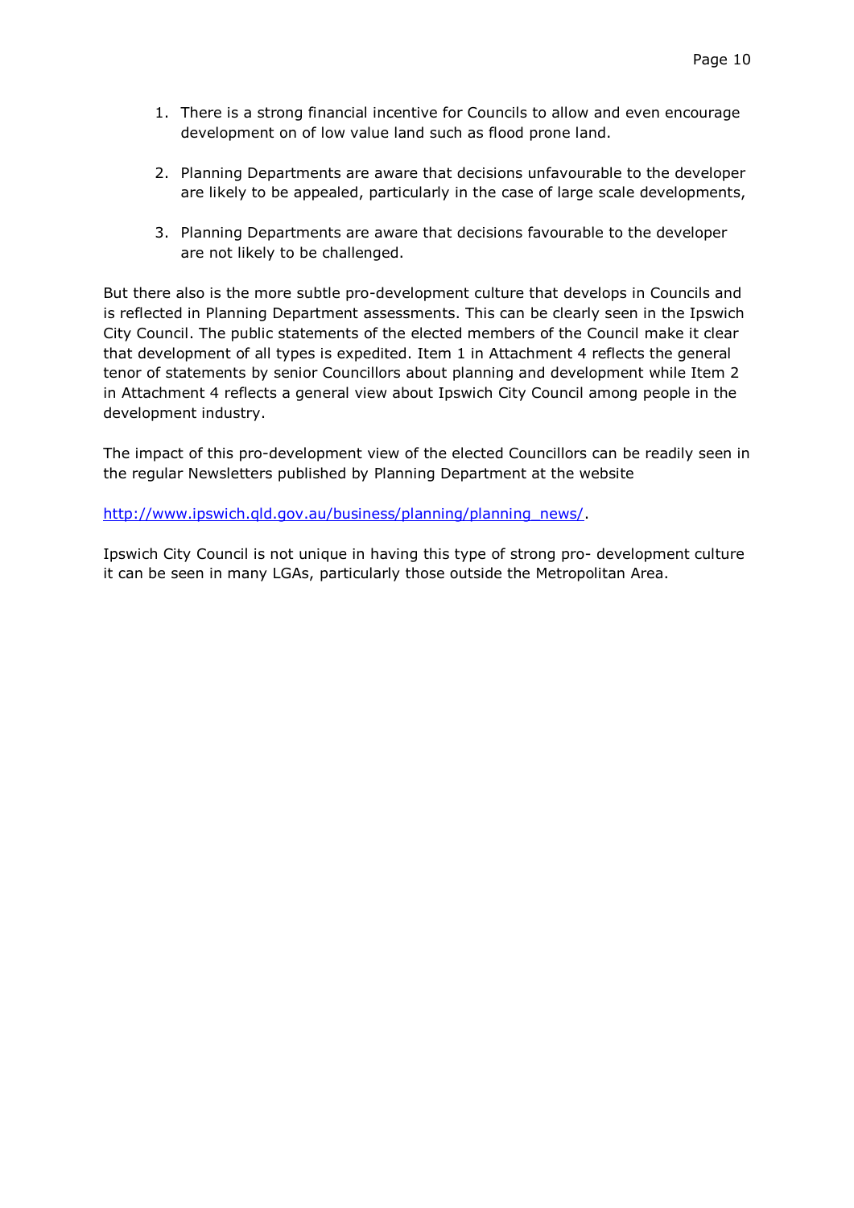1. There is a strong financial incentive for Councils to allow and even encourage development on of low value land such as flood prone land.

2. Planning Departments are aware that decisions unfavourable to the developer are likely to be appealed, particularly in the case of large scale developments,

3. Planning Departments are aware that decisions favourable to the developer are not likely to be challenged.

But there also is the more subtle pro-development culture that develops in Councils and is reflected in Planning Department assessments. This can be clearly seen in the Ipswich City Council. The public statements of the elected members of the Council make it clear that development of all types is expedited. Item 1 in Attachment 4 reflects the general tenor of statements by senior Councillors about planning and development while Item 2 in Attachment 4 reflects a general view about Ipswich City Council among people in the development industry.

The impact of this pro-development view of the elected Councillors can be readily seen in the regular Newsletters published by Planning Department at the website

[http://www.ipswich.qld.gov.au/business/planning/planning_news/](http://www.ipswich.qld.gov.au/business/planning/planning_news/).

Ipswich City Council is not unique in having this type of strong pro- development culture it can be seen in many LGAs, particularly those outside the Metropolitan Area.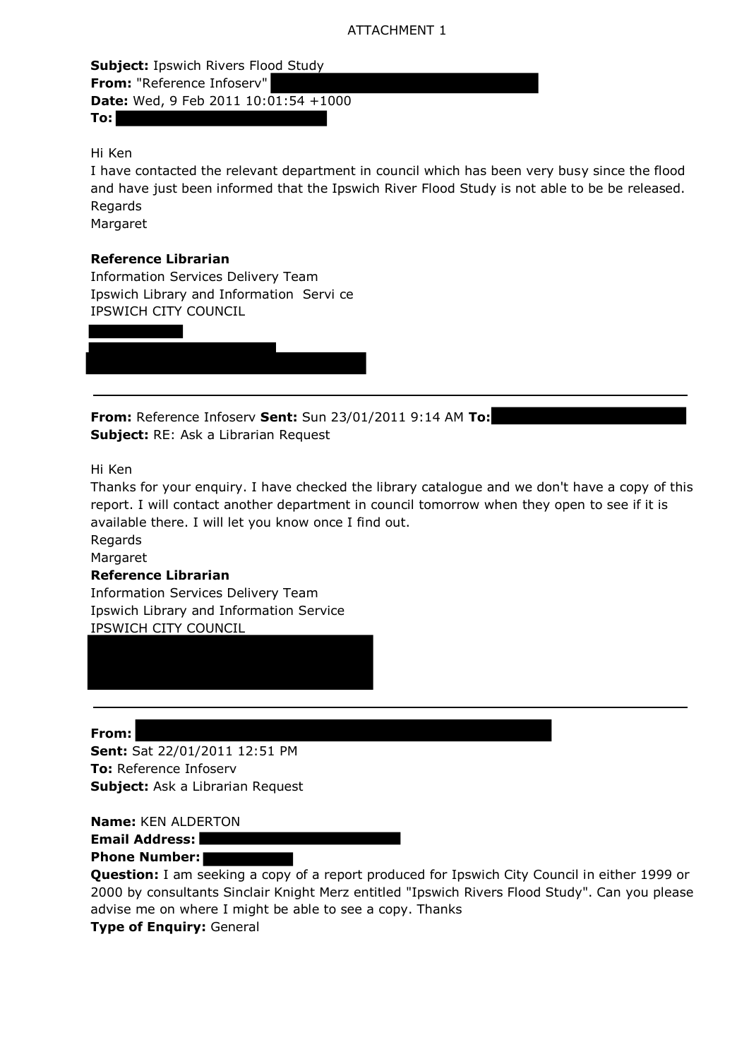ATTACHMENT 1

**Subject:** Ipswich Rivers Flood Study
**From:** "Reference Infoserv"
**Date:** Wed, 9 Feb 2011 10:01:54 +1000
**To:**

Hi Ken
I have contacted the relevant department in council which has been very busy since the flood and have just been informed that the Ipswich River Flood Study is not able to be be released.
Regards
Margaret

**Reference Librarian**
Information Services Delivery Team
Ipswich Library and Information Servi ce
IPSWICH CITY COUNCIL

---

**From:** Reference Infoserv **Sent:** Sun 23/01/2011 9:14 AM **To:**
**Subject:** RE: Ask a Librarian Request

Hi Ken
Thanks for your enquiry. I have checked the library catalogue and we don't have a copy of this report. I will contact another department in council tomorrow when they open to see if it is available there. I will let you know once I find out.
Regards
Margaret
**Reference Librarian**
Information Services Delivery Team
Ipswich Library and Information Service
IPSWICH CITY COUNCIL

---

**From:**
**Sent:** Sat 22/01/2011 12:51 PM
**To:** Reference Infoserv
**Subject:** Ask a Librarian Request

**Name:** KEN ALDERTON
**Email Address:**
**Phone Number:**
**Question:** I am seeking a copy of a report produced for Ipswich City Council in either 1999 or 2000 by consultants Sinclair Knight Merz entitled "Ipswich Rivers Flood Study". Can you please advise me on where I might be able to see a copy. Thanks
**Type of Enquiry:** General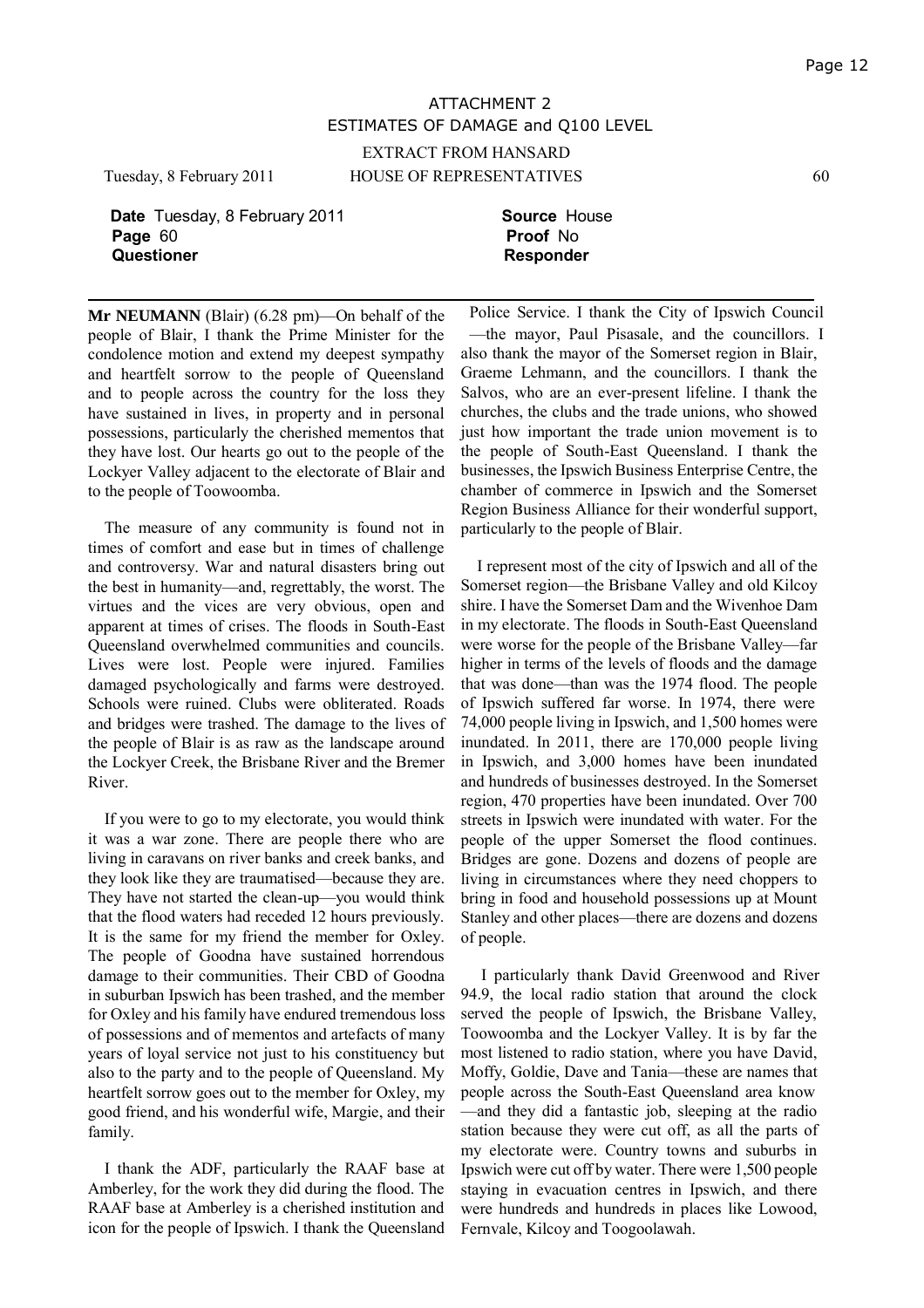## ATTACHMENT 2
## ESTIMATES OF DAMAGE and Q100 LEVEL

EXTRACT FROM HANSARD

Tuesday, 8 February 2011 HOUSE OF REPRESENTATIVES 60

**Date** Tuesday, 8 February 2011 **Source** House
**Page** 60 **Proof** No
**Questioner** **Responder**

---

**Mr NEUMANN** (Blair) (6.28 pm)—On behalf of the people of Blair, I thank the Prime Minister for the condolence motion and extend my deepest sympathy and heartfelt sorrow to the people of Queensland and to people across the country for the loss they have sustained in lives, in property and in personal possessions, particularly the cherished mementos that they have lost. Our hearts go out to the people of the Lockyer Valley adjacent to the electorate of Blair and to the people of Toowoomba.

The measure of any community is found not in times of comfort and ease but in times of challenge and controversy. War and natural disasters bring out the best in humanity—and, regrettably, the worst. The virtues and the vices are very obvious, open and apparent at times of crises. The floods in South-East Queensland overwhelmed communities and councils. Lives were lost. People were injured. Families damaged psychologically and farms were destroyed. Schools were ruined. Clubs were obliterated. Roads and bridges were trashed. The damage to the lives of the people of Blair is as raw as the landscape around the Lockyer Creek, the Brisbane River and the Bremer River.

If you were to go to my electorate, you would think it was a war zone. There are people there who are living in caravans on river banks and creek banks, and they look like they are traumatised—because they are. They have not started the clean-up—you would think that the flood waters had receded 12 hours previously. It is the same for my friend the member for Oxley. The people of Goodna have sustained horrendous damage to their communities. Their CBD of Goodna in suburban Ipswich has been trashed, and the member for Oxley and his family have endured tremendous loss of possessions and of mementos and artefacts of many years of loyal service not just to his constituency but also to the party and to the people of Queensland. My heartfelt sorrow goes out to the member for Oxley, my good friend, and his wonderful wife, Margie, and their family.

I thank the ADF, particularly the RAAF base at Amberley, for the work they did during the flood. The RAAF base at Amberley is a cherished institution and icon for the people of Ipswich. I thank the Queensland Police Service. I thank the City of Ipswich Council—the mayor, Paul Pisasale, and the councillors. I also thank the mayor of the Somerset region in Blair, Graeme Lehmann, and the councillors. I thank the Salvos, who are an ever-present lifeline. I thank the churches, the clubs and the trade unions, who showed just how important the trade union movement is to the people of South-East Queensland. I thank the businesses, the Ipswich Business Enterprise Centre, the chamber of commerce in Ipswich and the Somerset Region Business Alliance for their wonderful support, particularly to the people of Blair.

I represent most of the city of Ipswich and all of the Somerset region—the Brisbane Valley and old Kilcoy shire. I have the Somerset Dam and the Wivenhoe Dam in my electorate. The floods in South-East Queensland were worse for the people of the Brisbane Valley—far higher in terms of the levels of floods and the damage that was done—than was the 1974 flood. The people of Ipswich suffered far worse. In 1974, there were 74,000 people living in Ipswich, and 1,500 homes were inundated. In 2011, there are 170,000 people living in Ipswich, and 3,000 homes have been inundated and hundreds of businesses destroyed. In the Somerset region, 470 properties have been inundated. Over 700 streets in Ipswich were inundated with water. For the people of the upper Somerset the flood continues. Bridges are gone. Dozens and dozens of people are living in circumstances where they need choppers to bring in food and household possessions up at Mount Stanley and other places—there are dozens and dozens of people.

I particularly thank David Greenwood and River 94.9, the local radio station that around the clock served the people of Ipswich, the Brisbane Valley, Toowoomba and the Lockyer Valley. It is by far the most listened to radio station, where you have David, Moffy, Goldie, Dave and Tania—these are names that people across the South-East Queensland area know—and they did a fantastic job, sleeping at the radio station because they were cut off, as all the parts of my electorate were. Country towns and suburbs in Ipswich were cut off by water. There were 1,500 people staying in evacuation centres in Ipswich, and there were hundreds and hundreds in places like Lowood, Fernvale, Kilcoy and Toogoolawah.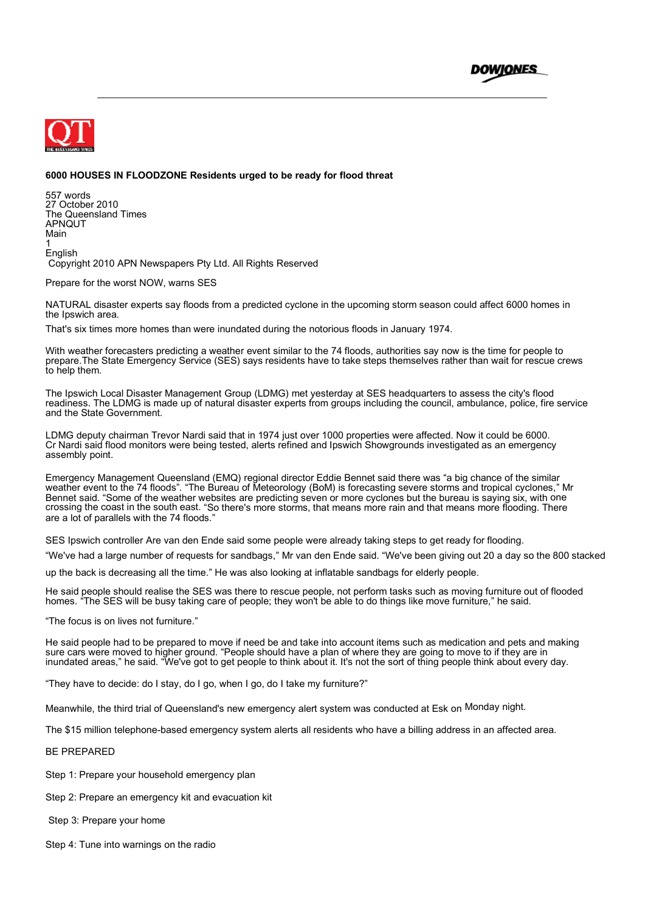**6000 HOUSES IN FLOODZONE Residents urged to be ready for flood threat**

557 words
27 October 2010
The Queensland Times
APNQUT
Main
1
English
Copyright 2010 APN Newspapers Pty Ltd. All Rights Reserved

Prepare for the worst NOW, warns SES

NATURAL disaster experts say floods from a predicted cyclone in the upcoming storm season could affect 6000 homes in the Ipswich area.

That's six times more homes than were inundated during the notorious floods in January 1974.

With weather forecasters predicting a weather event similar to the 74 floods, authorities say now is the time for people to prepare.The State Emergency Service (SES) says residents have to take steps themselves rather than wait for rescue crews to help them.

The Ipswich Local Disaster Management Group (LDMG) met yesterday at SES headquarters to assess the city's flood readiness. The LDMG is made up of natural disaster experts from groups including the council, ambulance, police, fire service and the State Government.

LDMG deputy chairman Trevor Nardi said that in 1974 just over 1000 properties were affected. Now it could be 6000. Cr Nardi said flood monitors were being tested, alerts refined and Ipswich Showgrounds investigated as an emergency assembly point.

Emergency Management Queensland (EMQ) regional director Eddie Bennet said there was "a big chance of the similar weather event to the 74 floods". "The Bureau of Meteorology (BoM) is forecasting severe storms and tropical cyclones," Mr Bennet said. "Some of the weather websites are predicting seven or more cyclones but the bureau is saying six, with one crossing the coast in the south east. "So there's more storms, that means more rain and that means more flooding. There are a lot of parallels with the 74 floods."

SES Ipswich controller Are van den Ende said some people were already taking steps to get ready for flooding.

"We've had a large number of requests for sandbags," Mr van den Ende said. "We've been giving out 20 a day so the 800 stacked up the back is decreasing all the time." He was also looking at inflatable sandbags for elderly people.

He said people should realise the SES was there to rescue people, not perform tasks such as moving furniture out of flooded homes. "The SES will be busy taking care of people; they won't be able to do things like move furniture," he said.

"The focus is on lives not furniture."

He said people had to be prepared to move if need be and take into account items such as medication and pets and making sure cars were moved to higher ground. "People should have a plan of where they are going to move to if they are in inundated areas," he said. "We've got to get people to think about it. It's not the sort of thing people think about every day.

"They have to decide: do I stay, do I go, when I go, do I take my furniture?"

Meanwhile, the third trial of Queensland's new emergency alert system was conducted at Esk on Monday night.

The $15 million telephone-based emergency system alerts all residents who have a billing address in an affected area.

BE PREPARED

Step 1: Prepare your household emergency plan

Step 2: Prepare an emergency kit and evacuation kit

Step 3: Prepare your home

Step 4: Tune into warnings on the radio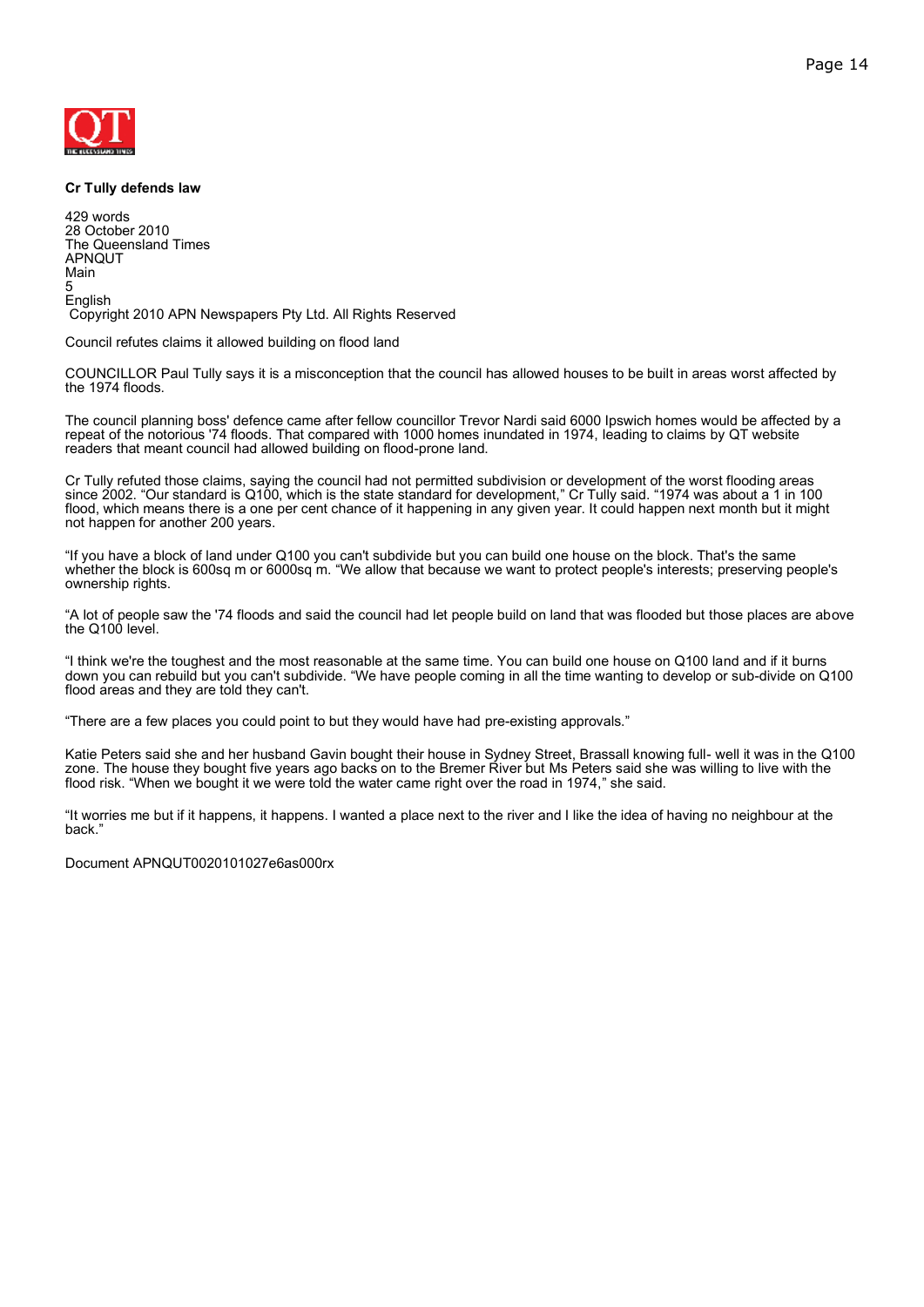**Cr Tully defends law**

429 words
28 October 2010
The Queensland Times
APNQUT
Main
5
English
Copyright 2010 APN Newspapers Pty Ltd. All Rights Reserved

Council refutes claims it allowed building on flood land

COUNCILLOR Paul Tully says it is a misconception that the council has allowed houses to be built in areas worst affected by the 1974 floods.

The council planning boss' defence came after fellow councillor Trevor Nardi said 6000 Ipswich homes would be affected by a repeat of the notorious '74 floods. That compared with 1000 homes inundated in 1974, leading to claims by QT website readers that meant council had allowed building on flood-prone land.

Cr Tully refuted those claims, saying the council had not permitted subdivision or development of the worst flooding areas since 2002. "Our standard is Q100, which is the state standard for development," Cr Tully said. "1974 was about a 1 in 100 flood, which means there is a one per cent chance of it happening in any given year. It could happen next month but it might not happen for another 200 years.

"If you have a block of land under Q100 you can't subdivide but you can build one house on the block. That's the same whether the block is 600sq m or 6000sq m. "We allow that because we want to protect people's interests; preserving people's ownership rights.

"A lot of people saw the '74 floods and said the council had let people build on land that was flooded but those places are above the Q100 level.

"I think we're the toughest and the most reasonable at the same time. You can build one house on Q100 land and if it burns down you can rebuild but you can't subdivide. "We have people coming in all the time wanting to develop or sub-divide on Q100 flood areas and they are told they can't.

"There are a few places you could point to but they would have had pre-existing approvals."

Katie Peters said she and her husband Gavin bought their house in Sydney Street, Brassall knowing full- well it was in the Q100 zone. The house they bought five years ago backs on to the Bremer River but Ms Peters said she was willing to live with the flood risk. "When we bought it we were told the water came right over the road in 1974," she said.

"It worries me but if it happens, it happens. I wanted a place next to the river and I like the idea of having no neighbour at the back."

Document APNQUT0020101027e6as000rx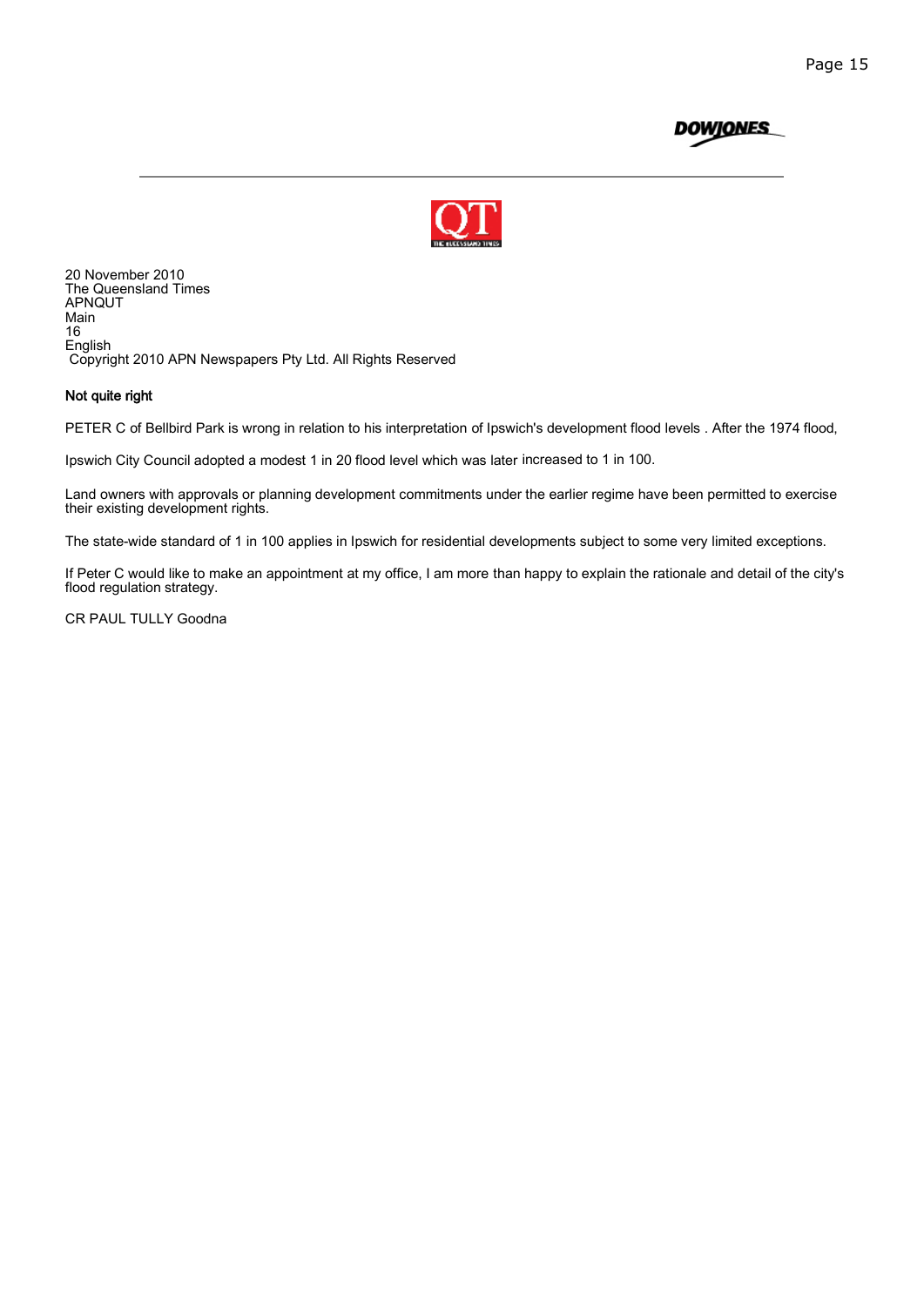20 November 2010
The Queensland Times
APNQUT
Main
16
English
Copyright 2010 APN Newspapers Pty Ltd. All Rights Reserved

**Not quite right**

PETER C of Bellbird Park is wrong in relation to his interpretation of Ipswich's development flood levels . After the 1974 flood,

Ipswich City Council adopted a modest 1 in 20 flood level which was later increased to 1 in 100.

Land owners with approvals or planning development commitments under the earlier regime have been permitted to exercise their existing development rights.

The state-wide standard of 1 in 100 applies in Ipswich for residential developments subject to some very limited exceptions.

If Peter C would like to make an appointment at my office, I am more than happy to explain the rationale and detail of the city's flood regulation strategy.

CR PAUL TULLY Goodna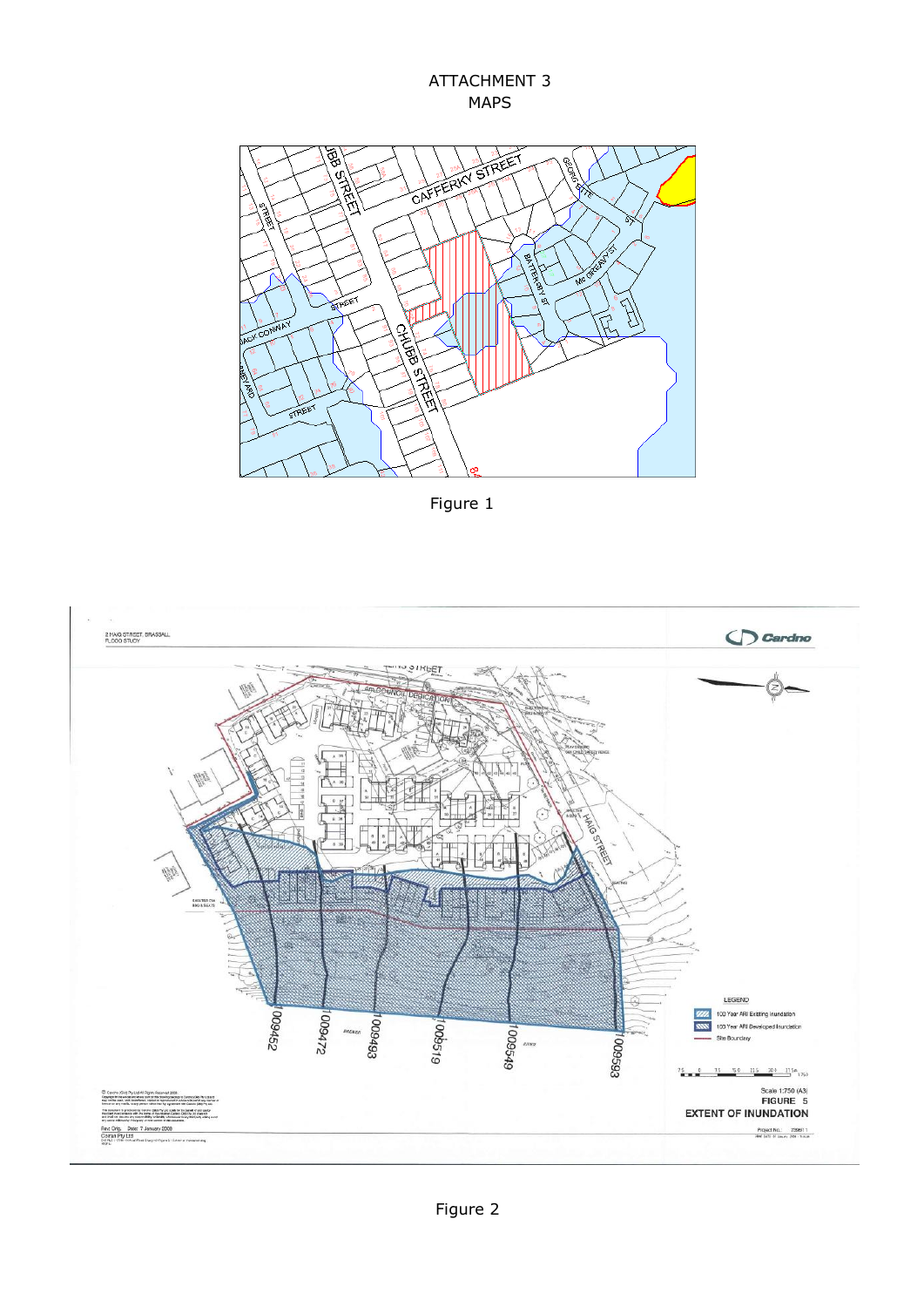ATTACHMENT 3
MAPS

Figure 1

Figure 2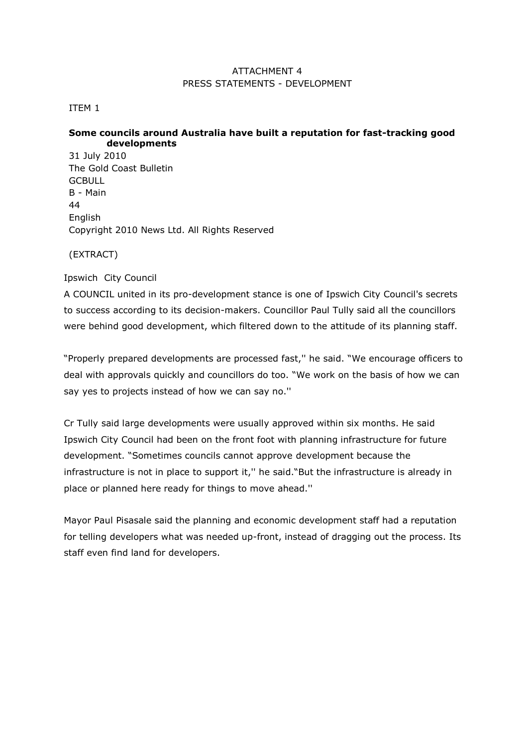ATTACHMENT 4
PRESS STATEMENTS - DEVELOPMENT

ITEM 1

**Some councils around Australia have built a reputation for fast-tracking good developments**

31 July 2010
The Gold Coast Bulletin
GCBULL
B - Main
44
English
Copyright 2010 News Ltd. All Rights Reserved

(EXTRACT)

Ipswich City Council

A COUNCIL united in its pro-development stance is one of Ipswich City Council's secrets to success according to its decision-makers. Councillor Paul Tully said all the councillors were behind good development, which filtered down to the attitude of its planning staff.

"Properly prepared developments are processed fast,'' he said. "We encourage officers to deal with approvals quickly and councillors do too. "We work on the basis of how we can say yes to projects instead of how we can say no.''

Cr Tully said large developments were usually approved within six months. He said Ipswich City Council had been on the front foot with planning infrastructure for future development. "Sometimes councils cannot approve development because the infrastructure is not in place to support it,'' he said."But the infrastructure is already in place or planned here ready for things to move ahead.''

Mayor Paul Pisasale said the planning and economic development staff had a reputation for telling developers what was needed up-front, instead of dragging out the process. Its staff even find land for developers.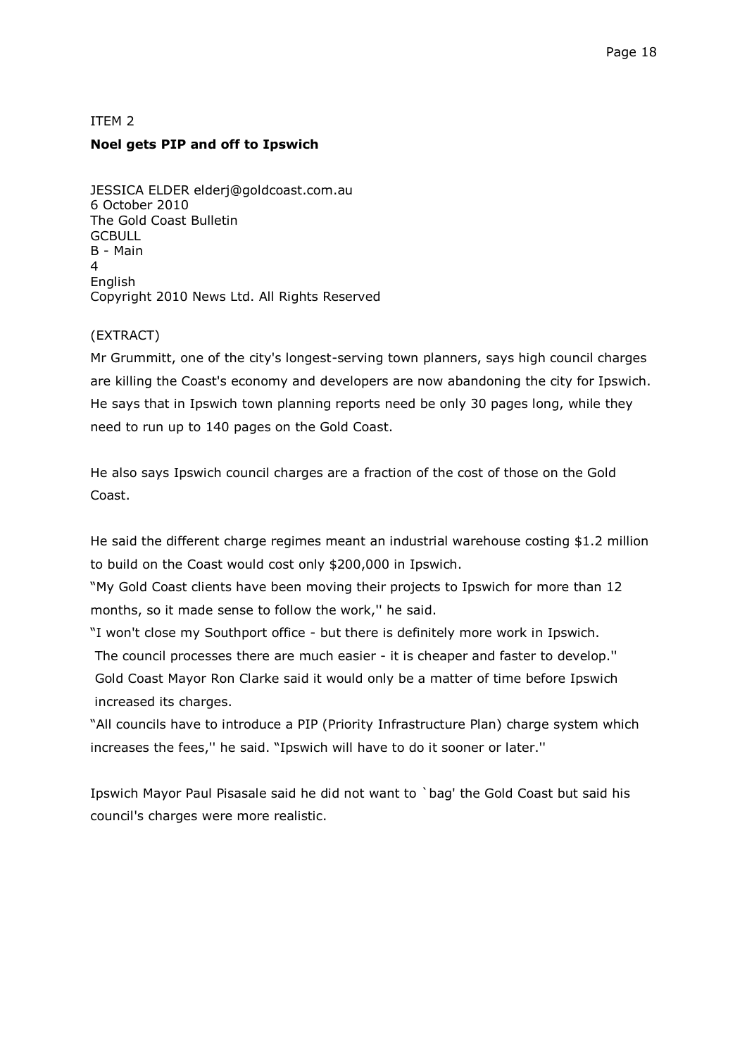ITEM 2

**Noel gets PIP and off to Ipswich**

JESSICA ELDER elderj@goldcoast.com.au
6 October 2010
The Gold Coast Bulletin
GCBULL
B - Main
4
English
Copyright 2010 News Ltd. All Rights Reserved

(EXTRACT)

Mr Grummitt, one of the city's longest-serving town planners, says high council charges are killing the Coast's economy and developers are now abandoning the city for Ipswich. He says that in Ipswich town planning reports need be only 30 pages long, while they need to run up to 140 pages on the Gold Coast.

He also says Ipswich council charges are a fraction of the cost of those on the Gold Coast.

He said the different charge regimes meant an industrial warehouse costing $1.2 million to build on the Coast would cost only $200,000 in Ipswich.

"My Gold Coast clients have been moving their projects to Ipswich for more than 12 months, so it made sense to follow the work,'' he said.

"I won't close my Southport office - but there is definitely more work in Ipswich. The council processes there are much easier - it is cheaper and faster to develop.''

Gold Coast Mayor Ron Clarke said it would only be a matter of time before Ipswich increased its charges.

"All councils have to introduce a PIP (Priority Infrastructure Plan) charge system which increases the fees,'' he said. "Ipswich will have to do it sooner or later.''

Ipswich Mayor Paul Pisasale said he did not want to `bag' the Gold Coast but said his council's charges were more realistic.